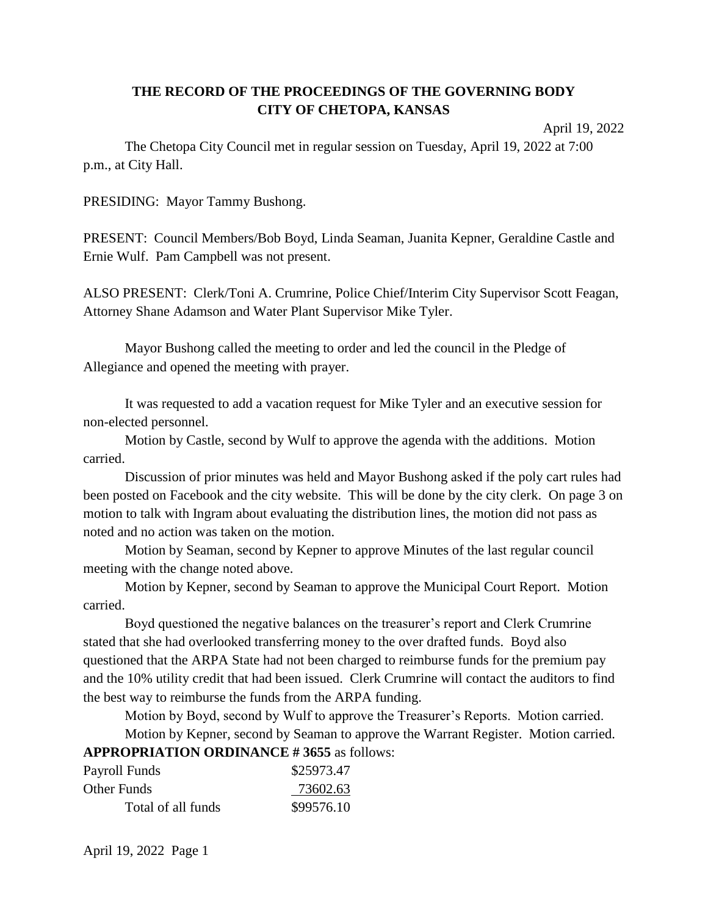# THE RECORD OF THE PROCEEDINGS OF THE GOVERNING BODY
# CITY OF CHETOPA, KANSAS

April 19, 2022

The Chetopa City Council met in regular session on Tuesday, April 19, 2022 at 7:00 p.m., at City Hall.

PRESIDING: Mayor Tammy Bushong.

PRESENT: Council Members/Bob Boyd, Linda Seaman, Juanita Kepner, Geraldine Castle and Ernie Wulf. Pam Campbell was not present.

ALSO PRESENT: Clerk/Toni A. Crumrine, Police Chief/Interim City Supervisor Scott Feagan, Attorney Shane Adamson and Water Plant Supervisor Mike Tyler.

Mayor Bushong called the meeting to order and led the council in the Pledge of Allegiance and opened the meeting with prayer.

It was requested to add a vacation request for Mike Tyler and an executive session for non-elected personnel.

Motion by Castle, second by Wulf to approve the agenda with the additions. Motion carried.

Discussion of prior minutes was held and Mayor Bushong asked if the poly cart rules had been posted on Facebook and the city website. This will be done by the city clerk. On page 3 on motion to talk with Ingram about evaluating the distribution lines, the motion did not pass as noted and no action was taken on the motion.

Motion by Seaman, second by Kepner to approve Minutes of the last regular council meeting with the change noted above.

Motion by Kepner, second by Seaman to approve the Municipal Court Report. Motion carried.

Boyd questioned the negative balances on the treasurer's report and Clerk Crumrine stated that she had overlooked transferring money to the over drafted funds. Boyd also questioned that the ARPA State had not been charged to reimburse funds for the premium pay and the 10% utility credit that had been issued. Clerk Crumrine will contact the auditors to find the best way to reimburse the funds from the ARPA funding.

Motion by Boyd, second by Wulf to approve the Treasurer's Reports. Motion carried.

Motion by Kepner, second by Seaman to approve the Warrant Register. Motion carried.

**APPROPRIATION ORDINANCE # 3655** as follows:

| | |
|---|---|
| Payroll Funds | \$25973.47 |
| Other Funds | 73602.63 |
| Total of all funds | \$99576.10 |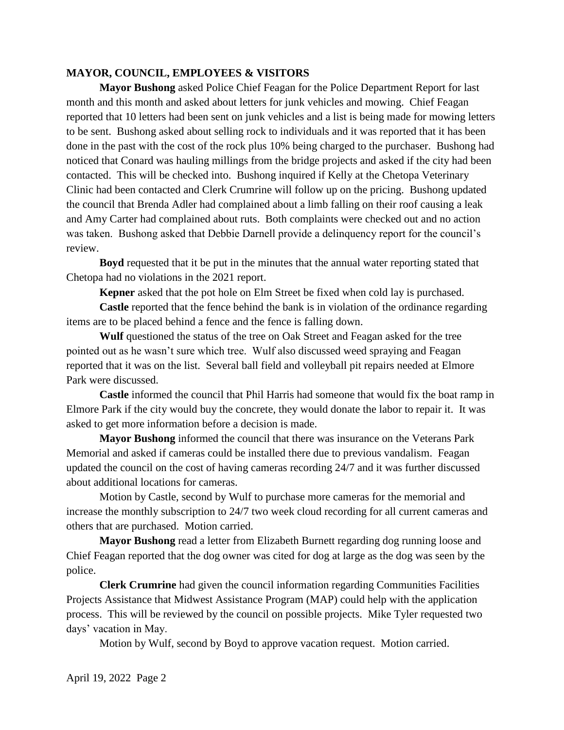**MAYOR, COUNCIL, EMPLOYEES & VISITORS**

**Mayor Bushong** asked Police Chief Feagan for the Police Department Report for last month and this month and asked about letters for junk vehicles and mowing. Chief Feagan reported that 10 letters had been sent on junk vehicles and a list is being made for mowing letters to be sent. Bushong asked about selling rock to individuals and it was reported that it has been done in the past with the cost of the rock plus 10% being charged to the purchaser. Bushong had noticed that Conard was hauling millings from the bridge projects and asked if the city had been contacted. This will be checked into. Bushong inquired if Kelly at the Chetopa Veterinary Clinic had been contacted and Clerk Crumrine will follow up on the pricing. Bushong updated the council that Brenda Adler had complained about a limb falling on their roof causing a leak and Amy Carter had complained about ruts. Both complaints were checked out and no action was taken. Bushong asked that Debbie Darnell provide a delinquency report for the council's review.

**Boyd** requested that it be put in the minutes that the annual water reporting stated that Chetopa had no violations in the 2021 report.

**Kepner** asked that the pot hole on Elm Street be fixed when cold lay is purchased.

**Castle** reported that the fence behind the bank is in violation of the ordinance regarding items are to be placed behind a fence and the fence is falling down.

**Wulf** questioned the status of the tree on Oak Street and Feagan asked for the tree pointed out as he wasn't sure which tree. Wulf also discussed weed spraying and Feagan reported that it was on the list. Several ball field and volleyball pit repairs needed at Elmore Park were discussed.

**Castle** informed the council that Phil Harris had someone that would fix the boat ramp in Elmore Park if the city would buy the concrete, they would donate the labor to repair it. It was asked to get more information before a decision is made.

**Mayor Bushong** informed the council that there was insurance on the Veterans Park Memorial and asked if cameras could be installed there due to previous vandalism. Feagan updated the council on the cost of having cameras recording 24/7 and it was further discussed about additional locations for cameras.

Motion by Castle, second by Wulf to purchase more cameras for the memorial and increase the monthly subscription to 24/7 two week cloud recording for all current cameras and others that are purchased. Motion carried.

**Mayor Bushong** read a letter from Elizabeth Burnett regarding dog running loose and Chief Feagan reported that the dog owner was cited for dog at large as the dog was seen by the police.

**Clerk Crumrine** had given the council information regarding Communities Facilities Projects Assistance that Midwest Assistance Program (MAP) could help with the application process. This will be reviewed by the council on possible projects. Mike Tyler requested two days' vacation in May.

Motion by Wulf, second by Boyd to approve vacation request. Motion carried.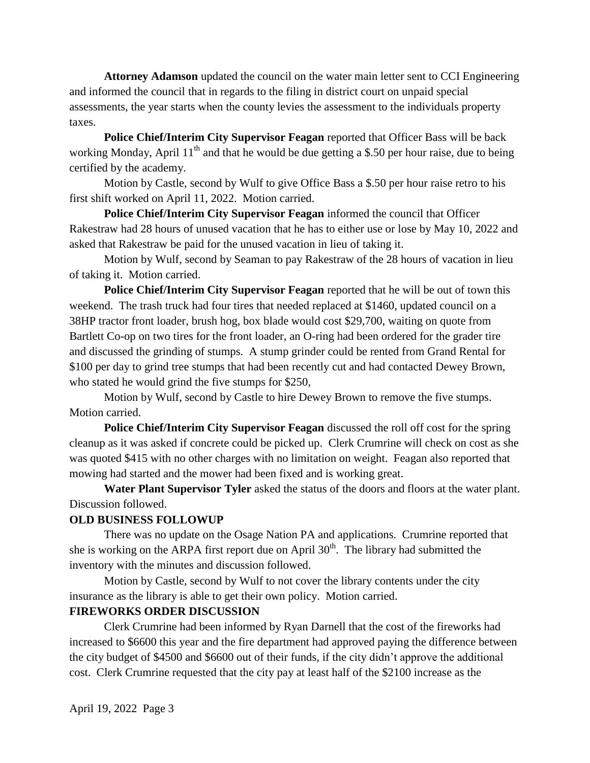**Attorney Adamson** updated the council on the water main letter sent to CCI Engineering and informed the council that in regards to the filing in district court on unpaid special assessments, the year starts when the county levies the assessment to the individuals property taxes.

**Police Chief/Interim City Supervisor Feagan** reported that Officer Bass will be back working Monday, April 11th and that he would be due getting a $.50 per hour raise, due to being certified by the academy.

Motion by Castle, second by Wulf to give Office Bass a $.50 per hour raise retro to his first shift worked on April 11, 2022. Motion carried.

**Police Chief/Interim City Supervisor Feagan** informed the council that Officer Rakestraw had 28 hours of unused vacation that he has to either use or lose by May 10, 2022 and asked that Rakestraw be paid for the unused vacation in lieu of taking it.

Motion by Wulf, second by Seaman to pay Rakestraw of the 28 hours of vacation in lieu of taking it. Motion carried.

**Police Chief/Interim City Supervisor Feagan** reported that he will be out of town this weekend. The trash truck had four tires that needed replaced at $1460, updated council on a 38HP tractor front loader, brush hog, box blade would cost $29,700, waiting on quote from Bartlett Co-op on two tires for the front loader, an O-ring had been ordered for the grader tire and discussed the grinding of stumps. A stump grinder could be rented from Grand Rental for $100 per day to grind tree stumps that had been recently cut and had contacted Dewey Brown, who stated he would grind the five stumps for $250,

Motion by Wulf, second by Castle to hire Dewey Brown to remove the five stumps. Motion carried.

**Police Chief/Interim City Supervisor Feagan** discussed the roll off cost for the spring cleanup as it was asked if concrete could be picked up. Clerk Crumrine will check on cost as she was quoted $415 with no other charges with no limitation on weight. Feagan also reported that mowing had started and the mower had been fixed and is working great.

**Water Plant Supervisor Tyler** asked the status of the doors and floors at the water plant. Discussion followed.

**OLD BUSINESS FOLLOWUP**

There was no update on the Osage Nation PA and applications. Crumrine reported that she is working on the ARPA first report due on April 30th. The library had submitted the inventory with the minutes and discussion followed.

Motion by Castle, second by Wulf to not cover the library contents under the city insurance as the library is able to get their own policy. Motion carried.

**FIREWORKS ORDER DISCUSSION**

Clerk Crumrine had been informed by Ryan Darnell that the cost of the fireworks had increased to $6600 this year and the fire department had approved paying the difference between the city budget of $4500 and $6600 out of their funds, if the city didn't approve the additional cost. Clerk Crumrine requested that the city pay at least half of the $2100 increase as the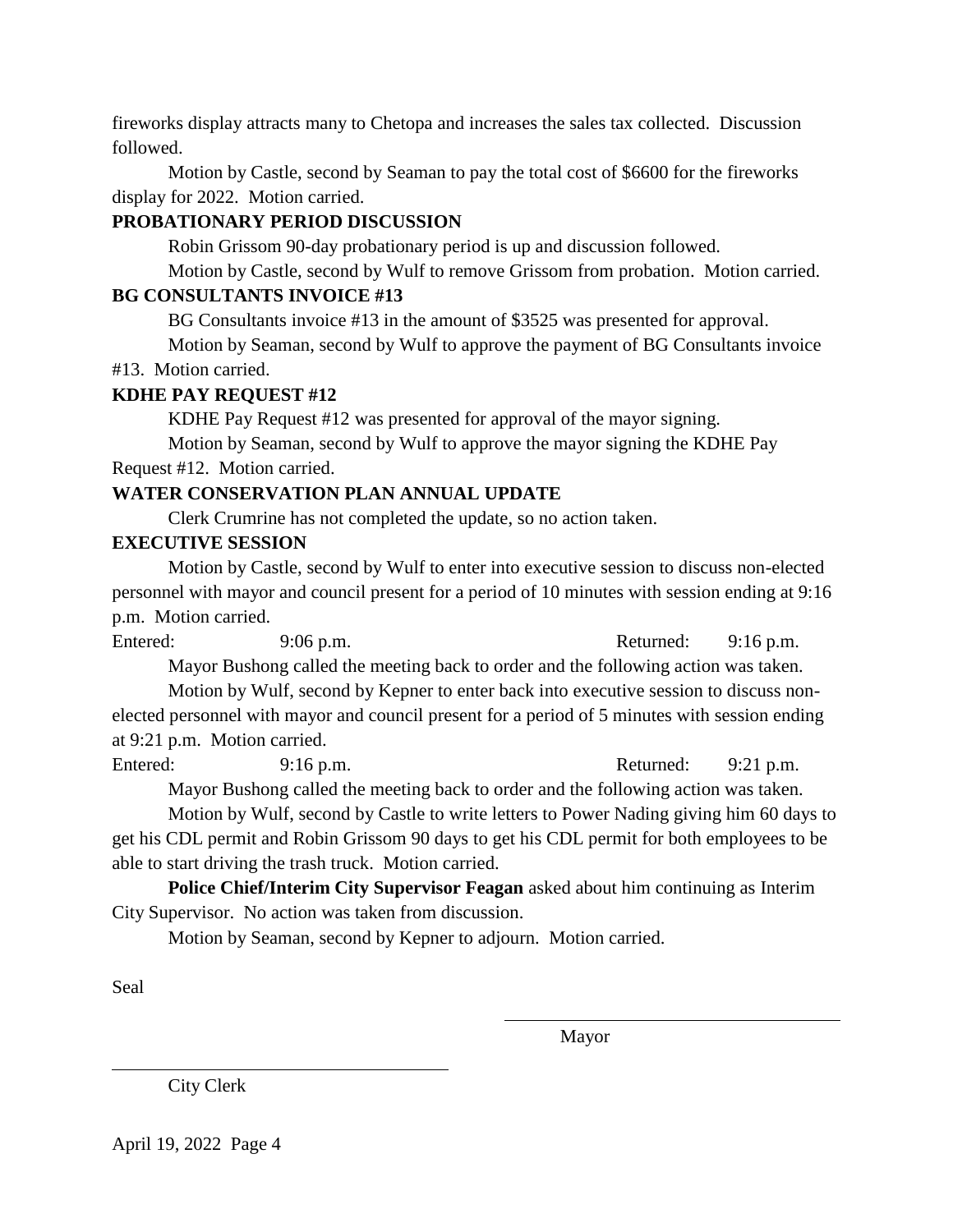fireworks display attracts many to Chetopa and increases the sales tax collected. Discussion followed.

Motion by Castle, second by Seaman to pay the total cost of $6600 for the fireworks display for 2022. Motion carried.

**PROBATIONARY PERIOD DISCUSSION**

Robin Grissom 90-day probationary period is up and discussion followed.

Motion by Castle, second by Wulf to remove Grissom from probation. Motion carried.

**BG CONSULTANTS INVOICE #13**

BG Consultants invoice #13 in the amount of $3525 was presented for approval.

Motion by Seaman, second by Wulf to approve the payment of BG Consultants invoice #13. Motion carried.

**KDHE PAY REQUEST #12**

KDHE Pay Request #12 was presented for approval of the mayor signing.

Motion by Seaman, second by Wulf to approve the mayor signing the KDHE Pay Request #12. Motion carried.

**WATER CONSERVATION PLAN ANNUAL UPDATE**

Clerk Crumrine has not completed the update, so no action taken.

**EXECUTIVE SESSION**

Motion by Castle, second by Wulf to enter into executive session to discuss non-elected personnel with mayor and council present for a period of 10 minutes with session ending at 9:16 p.m. Motion carried.

Entered: 9:06 p.m. Returned: 9:16 p.m.

Mayor Bushong called the meeting back to order and the following action was taken.

Motion by Wulf, second by Kepner to enter back into executive session to discuss non-elected personnel with mayor and council present for a period of 5 minutes with session ending at 9:21 p.m. Motion carried.

Entered: 9:16 p.m. Returned: 9:21 p.m.

Mayor Bushong called the meeting back to order and the following action was taken.

Motion by Wulf, second by Castle to write letters to Power Nading giving him 60 days to get his CDL permit and Robin Grissom 90 days to get his CDL permit for both employees to be able to start driving the trash truck. Motion carried.

**Police Chief/Interim City Supervisor Feagan** asked about him continuing as Interim City Supervisor. No action was taken from discussion.

Motion by Seaman, second by Kepner to adjourn. Motion carried.

Seal

\_\_\_\_\_\_\_\_\_\_\_\_\_\_\_\_\_\_\_\_\_\_\_\_\_\_\_\_\_\_
Mayor

\_\_\_\_\_\_\_\_\_\_\_\_\_\_\_\_\_\_\_\_\_\_\_\_\_\_\_\_\_\_
City Clerk